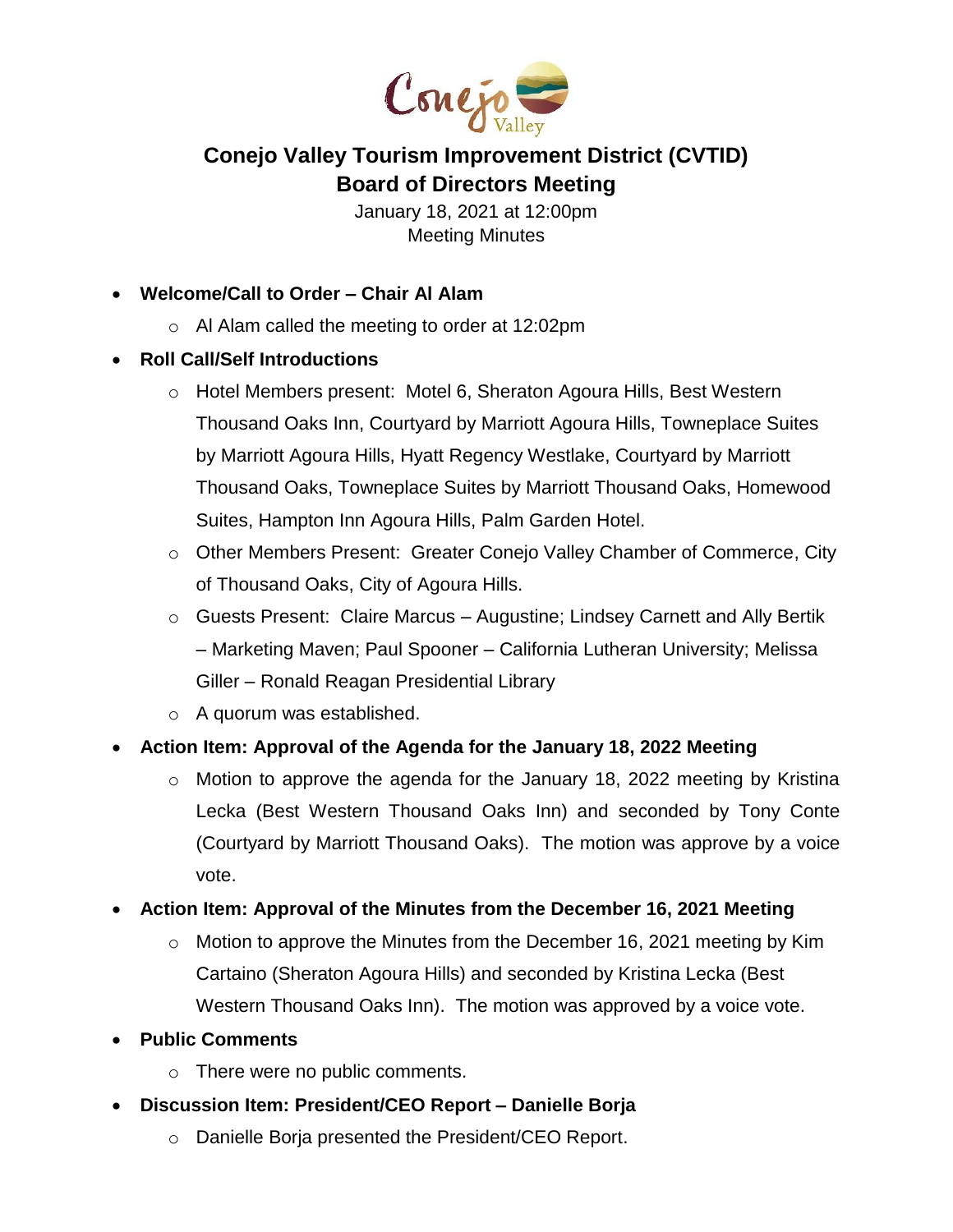# Conejo Valley Tourism Improvement District (CVTID)
## Board of Directors Meeting

January 18, 2021 at 12:00pm
Meeting Minutes

- **Welcome/Call to Order – Chair Al Alam**
  - Al Alam called the meeting to order at 12:02pm
- **Roll Call/Self Introductions**
  - Hotel Members present: Motel 6, Sheraton Agoura Hills, Best Western Thousand Oaks Inn, Courtyard by Marriott Agoura Hills, Towneplace Suites by Marriott Agoura Hills, Hyatt Regency Westlake, Courtyard by Marriott Thousand Oaks, Towneplace Suites by Marriott Thousand Oaks, Homewood Suites, Hampton Inn Agoura Hills, Palm Garden Hotel.
  - Other Members Present: Greater Conejo Valley Chamber of Commerce, City of Thousand Oaks, City of Agoura Hills.
  - Guests Present: Claire Marcus – Augustine; Lindsey Carnett and Ally Bertik – Marketing Maven; Paul Spooner – California Lutheran University; Melissa Giller – Ronald Reagan Presidential Library
  - A quorum was established.
- **Action Item: Approval of the Agenda for the January 18, 2022 Meeting**
  - Motion to approve the agenda for the January 18, 2022 meeting by Kristina Lecka (Best Western Thousand Oaks Inn) and seconded by Tony Conte (Courtyard by Marriott Thousand Oaks). The motion was approve by a voice vote.
- **Action Item: Approval of the Minutes from the December 16, 2021 Meeting**
  - Motion to approve the Minutes from the December 16, 2021 meeting by Kim Cartaino (Sheraton Agoura Hills) and seconded by Kristina Lecka (Best Western Thousand Oaks Inn). The motion was approved by a voice vote.
- **Public Comments**
  - There were no public comments.
- **Discussion Item: President/CEO Report – Danielle Borja**
  - Danielle Borja presented the President/CEO Report.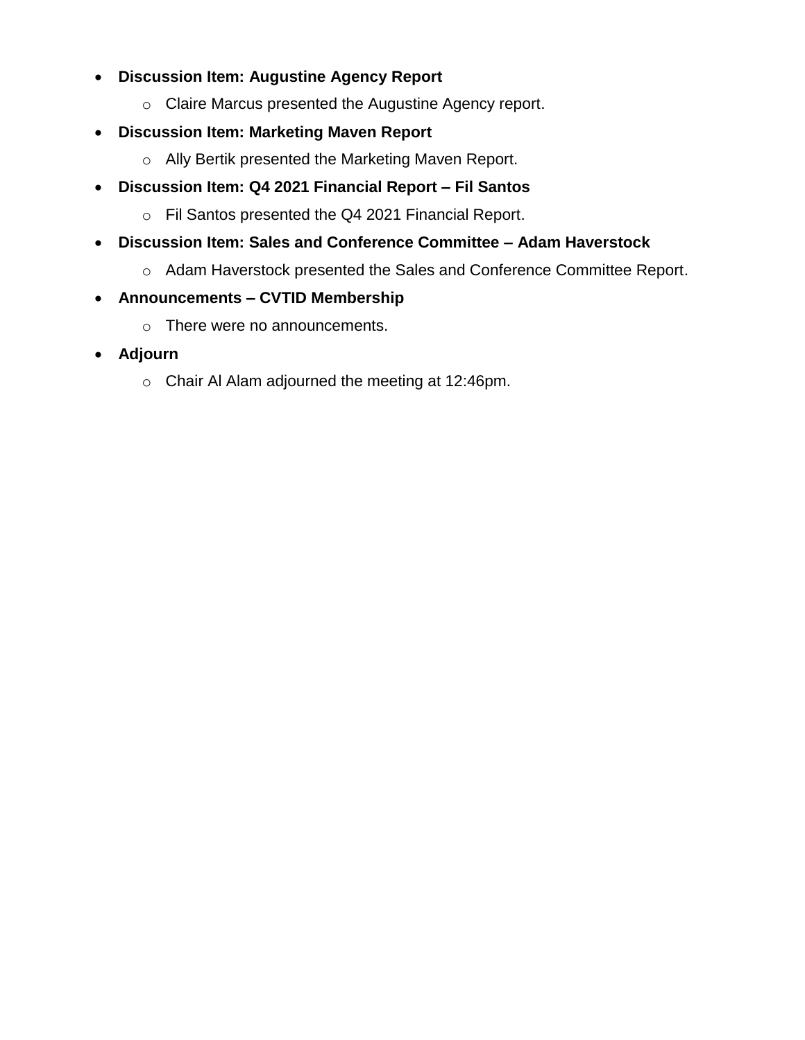- **Discussion Item: Augustine Agency Report**
  - Claire Marcus presented the Augustine Agency report.
- **Discussion Item: Marketing Maven Report**
  - Ally Bertik presented the Marketing Maven Report.
- **Discussion Item: Q4 2021 Financial Report – Fil Santos**
  - Fil Santos presented the Q4 2021 Financial Report.
- **Discussion Item: Sales and Conference Committee – Adam Haverstock**
  - Adam Haverstock presented the Sales and Conference Committee Report.
- **Announcements – CVTID Membership**
  - There were no announcements.
- **Adjourn**
  - Chair Al Alam adjourned the meeting at 12:46pm.